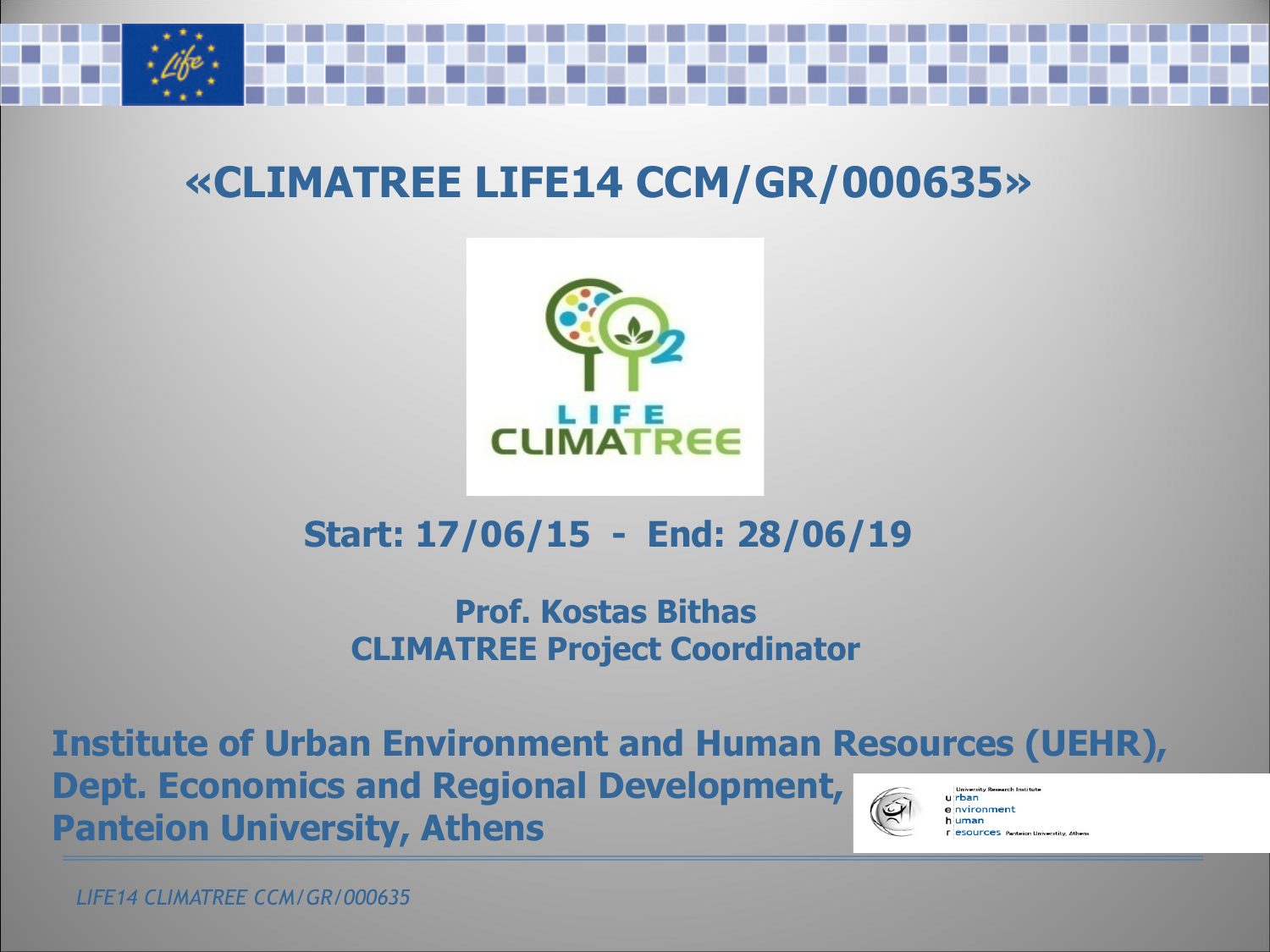# «CLIMATREE LIFE14 CCM/GR/000635»

**Start: 17/06/15 - End: 28/06/19**

**Prof. Kostas Bithas**
**CLIMATREE Project Coordinator**

**Institute of Urban Environment and Human Resources (UEHR),**
**Dept. Economics and Regional Development,**
**Panteion University, Athens**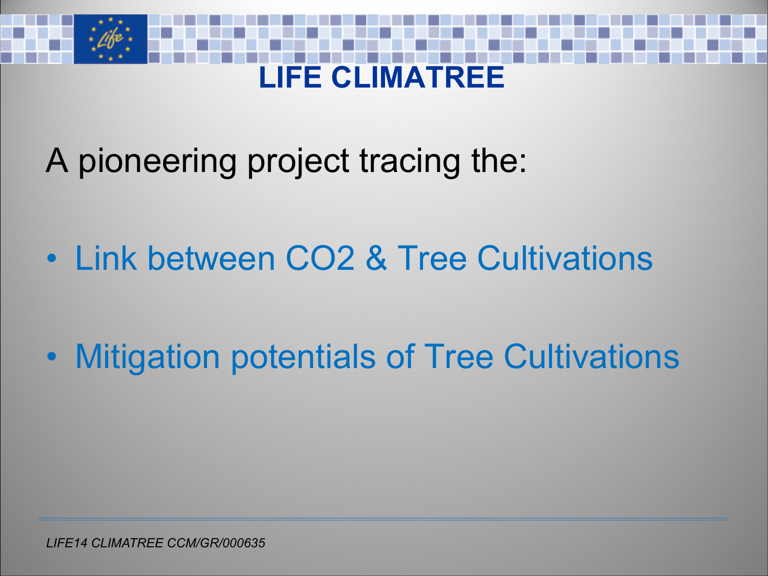# LIFE CLIMATREE

A pioneering project tracing the:

- Link between $CO_2$ & Tree Cultivations
- Mitigation potentials of Tree Cultivations

*LIFE14 CLIMATREE CCM/GR/000635*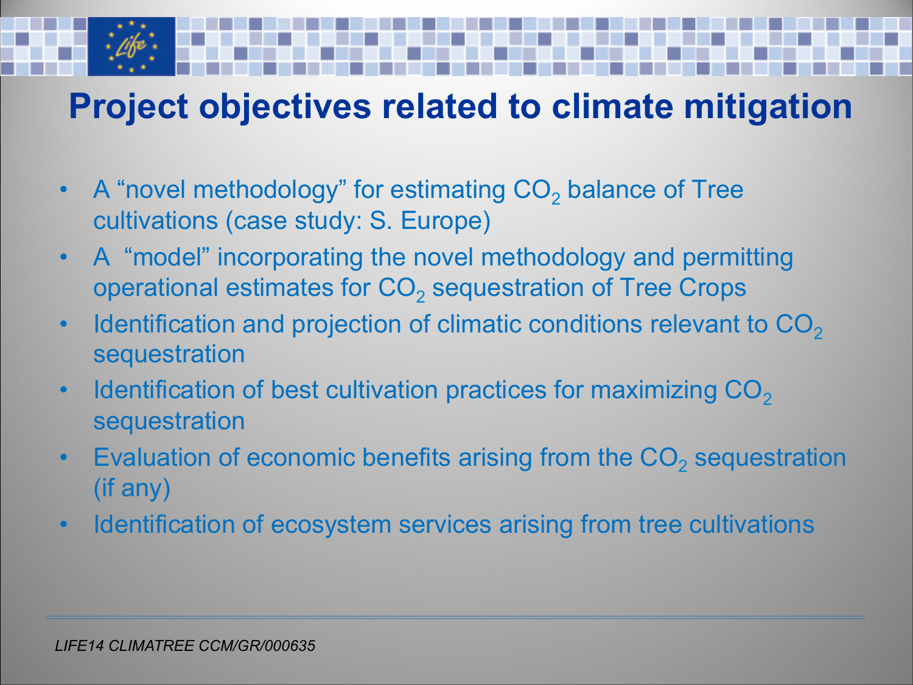# Project objectives related to climate mitigation

- A “novel methodology” for estimating $CO_2$ balance of Tree cultivations (case study: S. Europe)
- A “model” incorporating the novel methodology and permitting operational estimates for $CO_2$ sequestration of Tree Crops
- Identification and projection of climatic conditions relevant to $CO_2$ sequestration
- Identification of best cultivation practices for maximizing $CO_2$ sequestration
- Evaluation of economic benefits arising from the $CO_2$ sequestration (if any)
- Identification of ecosystem services arising from tree cultivations

*LIFE14 CLIMATREE CCM/GR/000635*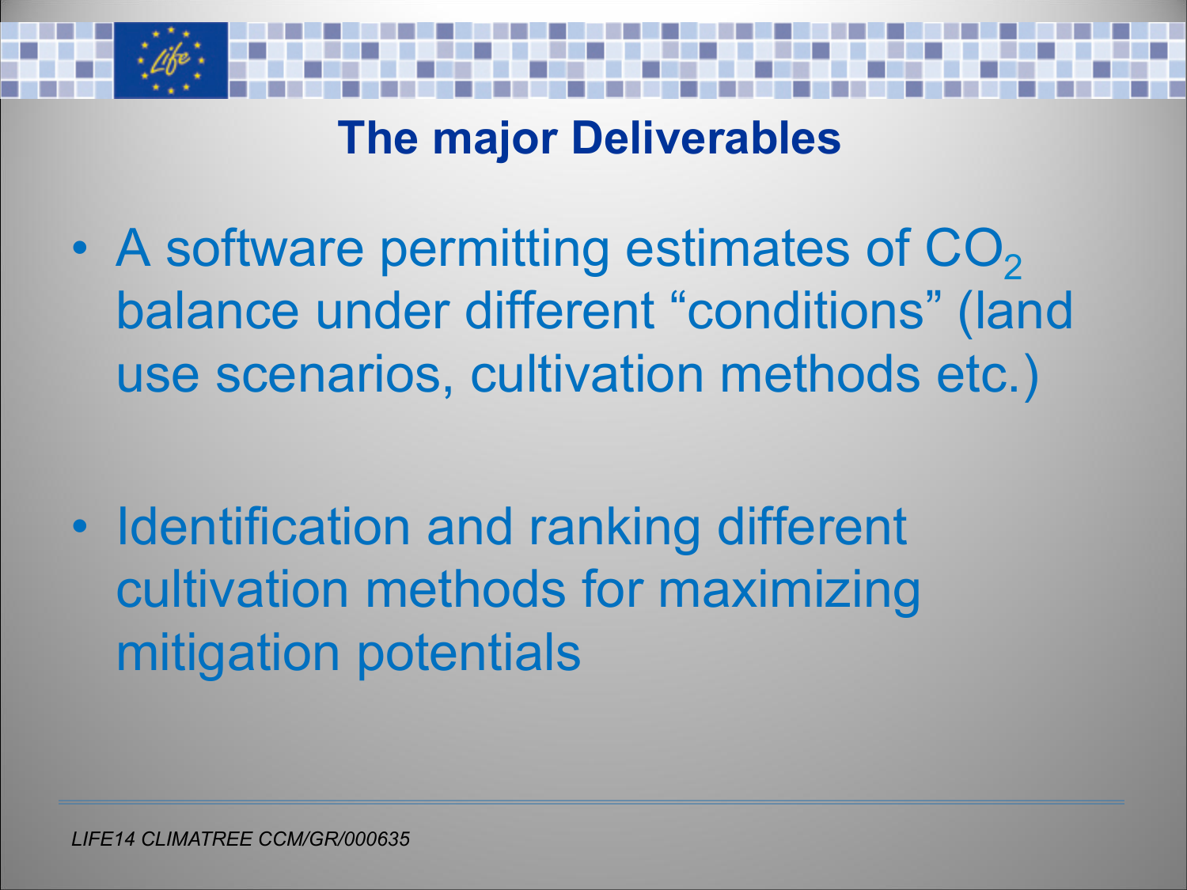# The major Deliverables

- A software permitting estimates of $CO_2$ balance under different “conditions” (land use scenarios, cultivation methods etc.)

- Identification and ranking different cultivation methods for maximizing mitigation potentials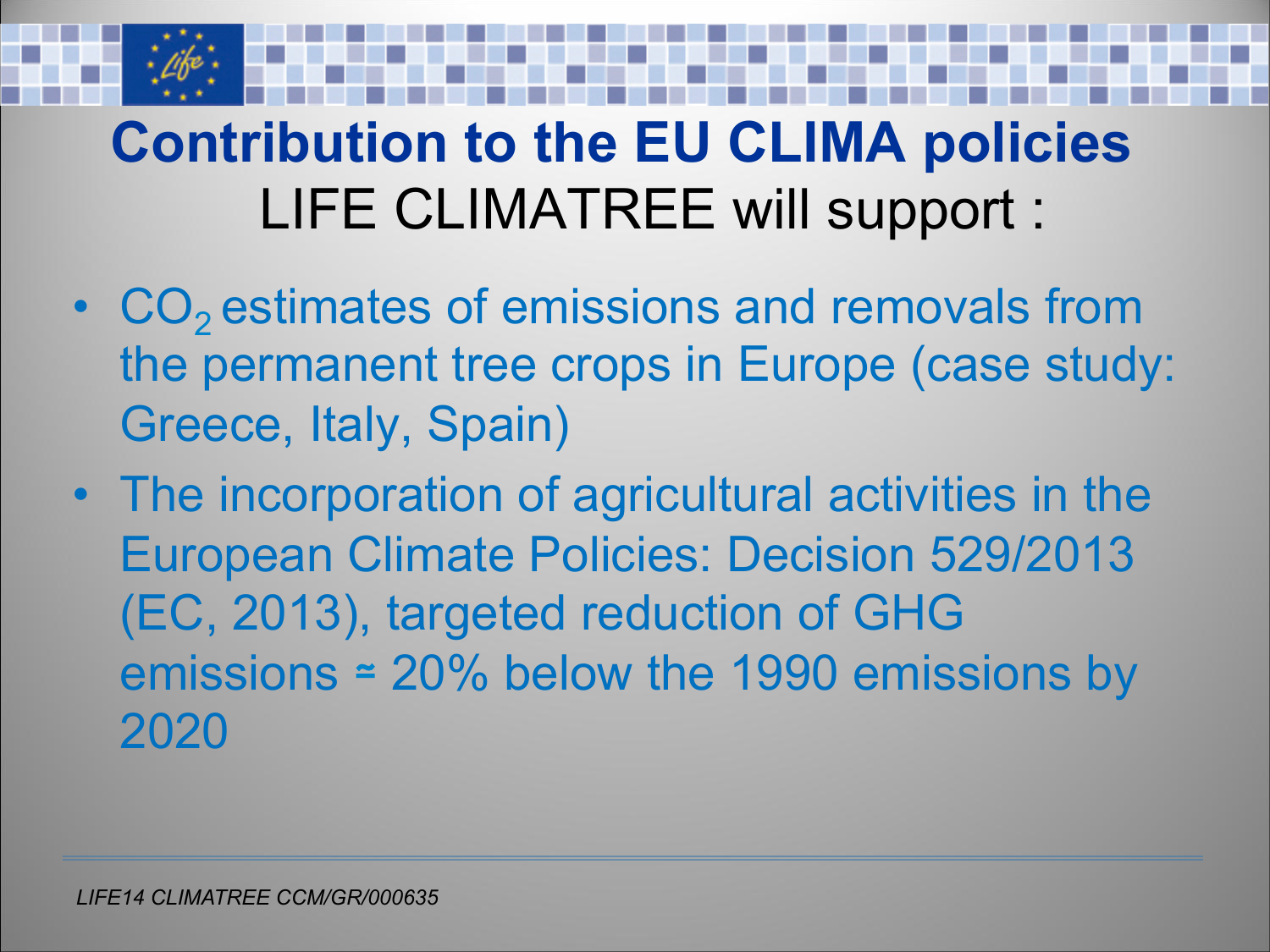# Contribution to the EU CLIMA policies

## LIFE CLIMATREE will support :

- $CO_2$ estimates of emissions and removals from the permanent tree crops in Europe (case study: Greece, Italy, Spain)
- The incorporation of agricultural activities in the European Climate Policies: Decision 529/2013 (EC, 2013), targeted reduction of GHG emissions ≃ 20% below the 1990 emissions by 2020

*LIFE14 CLIMATREE CCM/GR/000635*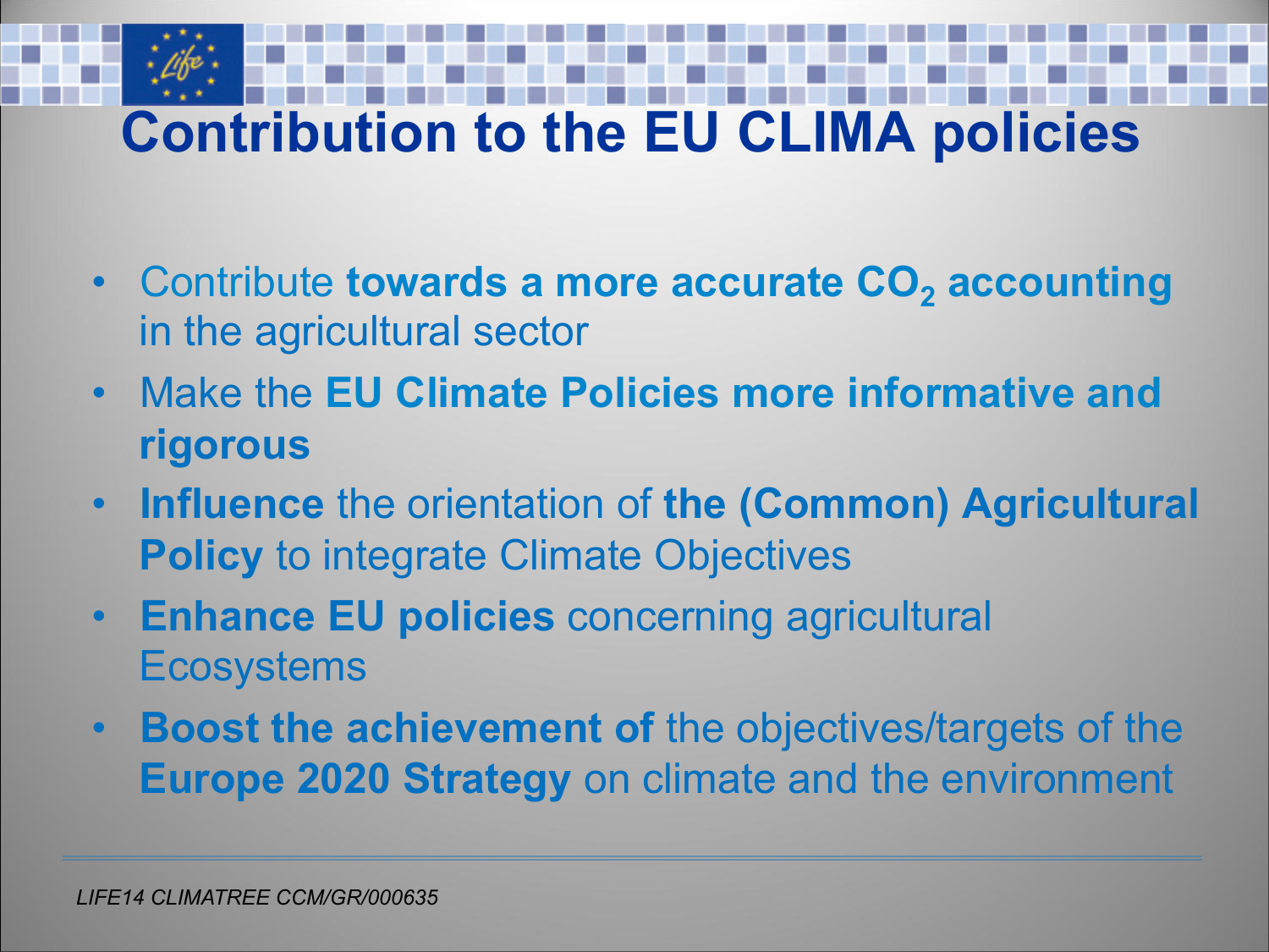# Contribution to the EU CLIMA policies

- Contribute **towards a more accurate $CO_2$ accounting** in the agricultural sector
- Make the **EU Climate Policies more informative and rigorous**
- **Influence** the orientation of **the (Common) Agricultural Policy** to integrate Climate Objectives
- **Enhance EU policies** concerning agricultural Ecosystems
- **Boost the achievement of** the objectives/targets of the **Europe 2020 Strategy** on climate and the environment

*LIFE14 CLIMATREE CCM/GR/000635*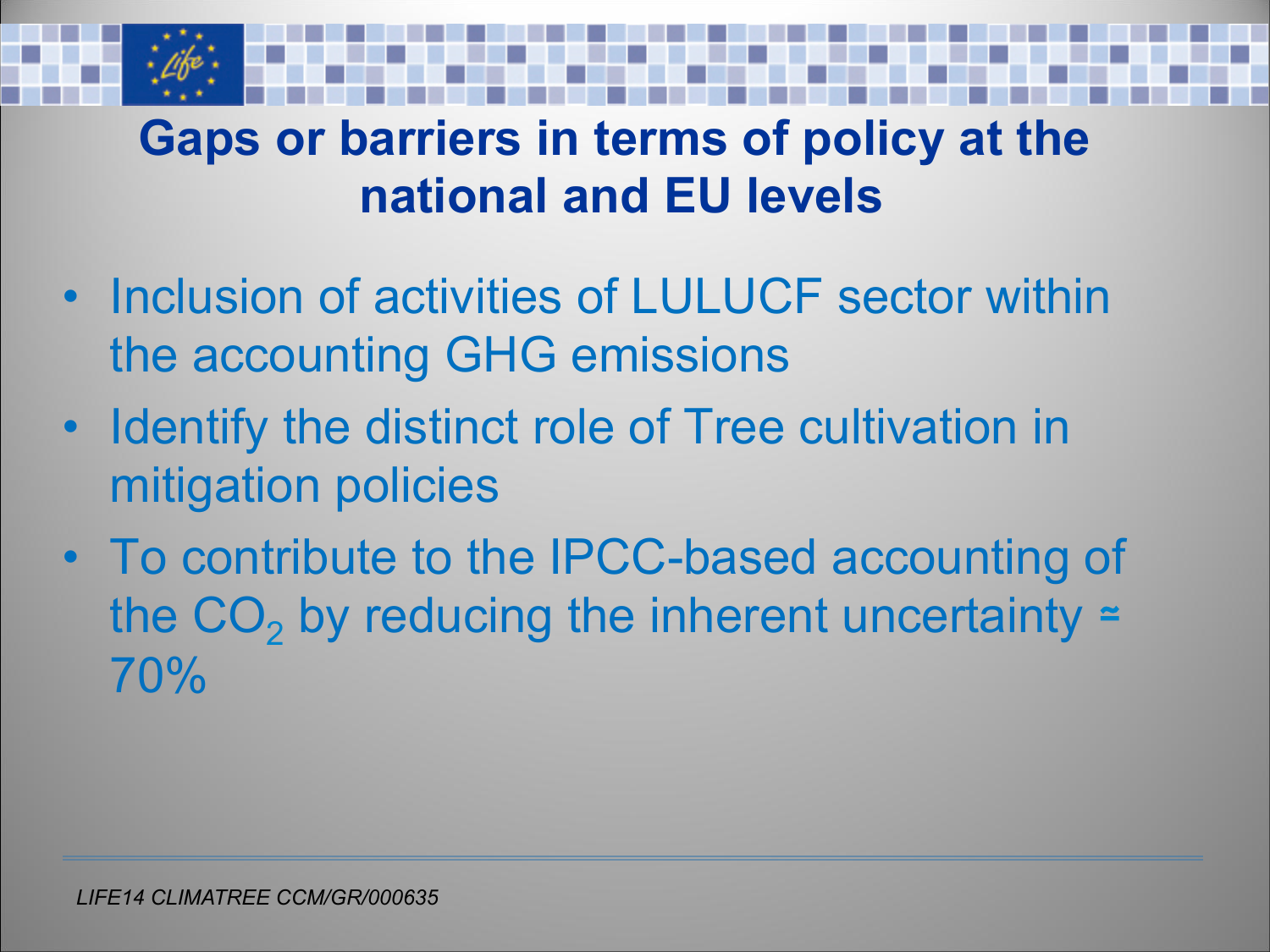# Gaps or barriers in terms of policy at the national and EU levels

- Inclusion of activities of LULUCF sector within the accounting GHG emissions
- Identify the distinct role of Tree cultivation in mitigation policies
- To contribute to the IPCC-based accounting of the $CO_2$ by reducing the inherent uncertainty ≃ 70%

*LIFE14 CLIMATREE CCM/GR/000635*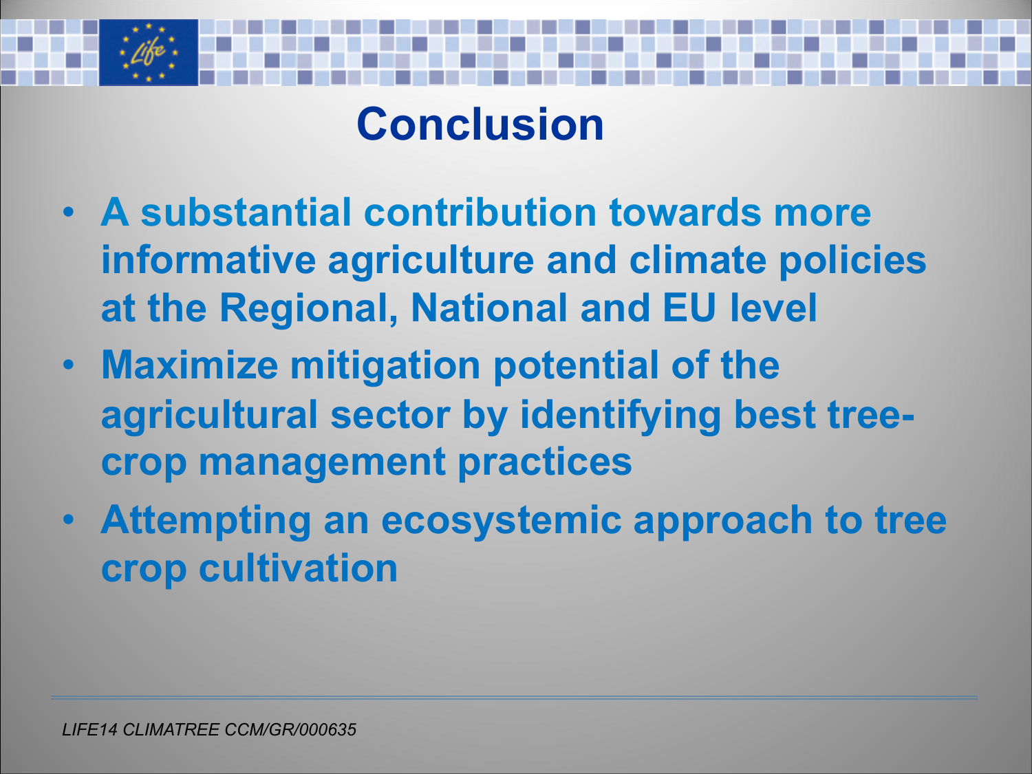# Conclusion

- A substantial contribution towards more informative agriculture and climate policies at the Regional, National and EU level
- Maximize mitigation potential of the agricultural sector by identifying best tree-crop management practices
- Attempting an ecosystemic approach to tree crop cultivation